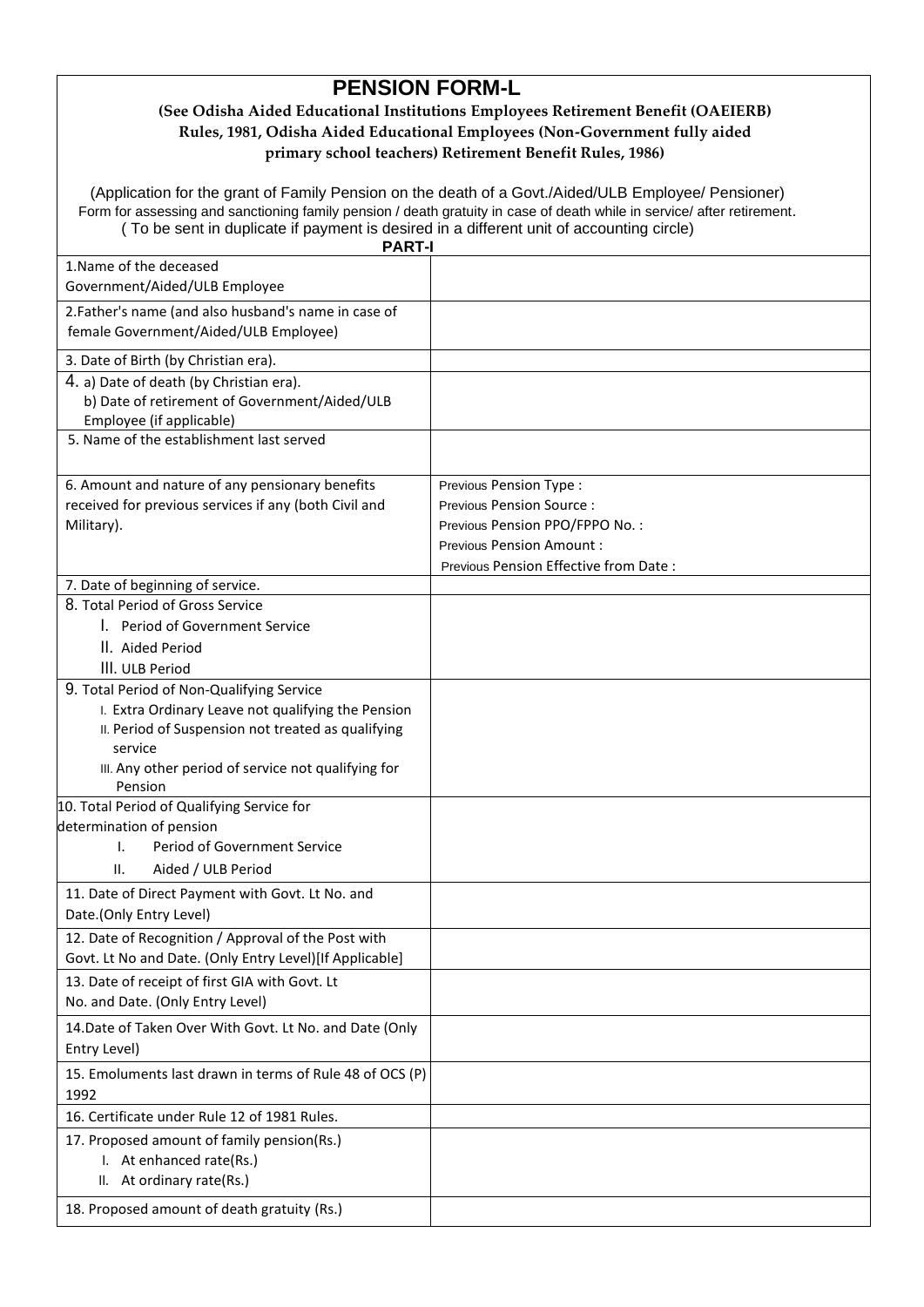# PENSION FORM-L

**(See Odisha Aided Educational Institutions Employees Retirement Benefit (OAEIERB) Rules, 1981, Odisha Aided Educational Employees (Non-Government fully aided primary school teachers) Retirement Benefit Rules, 1986)**

(Application for the grant of Family Pension on the death of a Govt./Aided/ULB Employee/ Pensioner)

Form for assessing and sanctioning family pension / death gratuity in case of death while in service/ after retirement.

( To be sent in duplicate if payment is desired in a different unit of accounting circle)

**PART-I**

| | |
|---|---|
| 1.Name of the deceased Government/Aided/ULB Employee | |
| 2.Father's name (and also husband's name in case of female Government/Aided/ULB Employee) | |
| 3. Date of Birth (by Christian era). | |
| 4. a) Date of death (by Christian era).<br>b) Date of retirement of Government/Aided/ULB Employee (if applicable) | |
| 5. Name of the establishment last served | |
| 6. Amount and nature of any pensionary benefits received for previous services if any (both Civil and Military). | Previous Pension Type :<br>Previous Pension Source :<br>Previous Pension PPO/FPPO No. :<br>Previous Pension Amount :<br>Previous Pension Effective from Date : |
| 7. Date of beginning of service. | |
| 8. Total Period of Gross Service<br>I. Period of Government Service<br>II. Aided Period<br>III. ULB Period | |
| 9. Total Period of Non-Qualifying Service<br>I. Extra Ordinary Leave not qualifying the Pension<br>II. Period of Suspension not treated as qualifying service<br>III. Any other period of service not qualifying for Pension | |
| 10. Total Period of Qualifying Service for determination of pension<br>I. Period of Government Service<br>II. Aided / ULB Period | |
| 11. Date of Direct Payment with Govt. Lt No. and Date.(Only Entry Level) | |
| 12. Date of Recognition / Approval of the Post with Govt. Lt No and Date. (Only Entry Level)[If Applicable] | |
| 13. Date of receipt of first GIA with Govt. Lt No. and Date. (Only Entry Level) | |
| 14.Date of Taken Over With Govt. Lt No. and Date (Only Entry Level) | |
| 15. Emoluments last drawn in terms of Rule 48 of OCS (P) 1992 | |
| 16. Certificate under Rule 12 of 1981 Rules. | |
| 17. Proposed amount of family pension(Rs.)<br>I. At enhanced rate(Rs.)<br>II. At ordinary rate(Rs.) | |
| 18. Proposed amount of death gratuity (Rs.) | |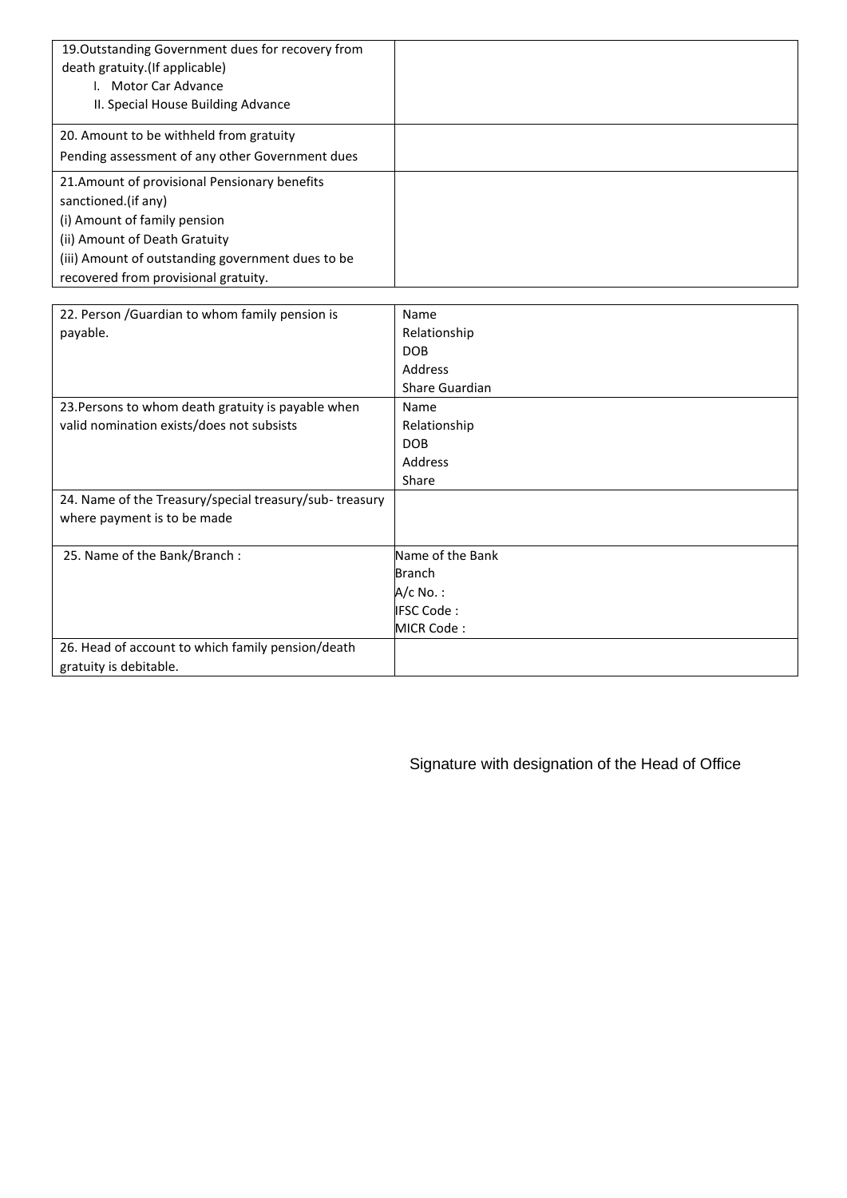| | |
|---|---|
| 19.Outstanding Government dues for recovery from death gratuity.(If applicable)<br>I. Motor Car Advance<br>II. Special House Building Advance | |
| 20. Amount to be withheld from gratuity<br>Pending assessment of any other Government dues | |
| 21.Amount of provisional Pensionary benefits sanctioned.(if any)<br>(i) Amount of family pension<br>(ii) Amount of Death Gratuity<br>(iii) Amount of outstanding government dues to be recovered from provisional gratuity. | |

| | |
|---|---|
| 22. Person /Guardian to whom family pension is payable. | Name<br>Relationship<br>DOB<br>Address<br>Share Guardian |
| 23.Persons to whom death gratuity is payable when valid nomination exists/does not subsists | Name<br>Relationship<br>DOB<br>Address<br>Share |
| 24. Name of the Treasury/special treasury/sub- treasury where payment is to be made | |
| 25. Name of the Bank/Branch : | Name of the Bank<br>Branch<br>A/c No. :<br>IFSC Code :<br>MICR Code : |
| 26. Head of account to which family pension/death gratuity is debitable. | |

Signature with designation of the Head of Office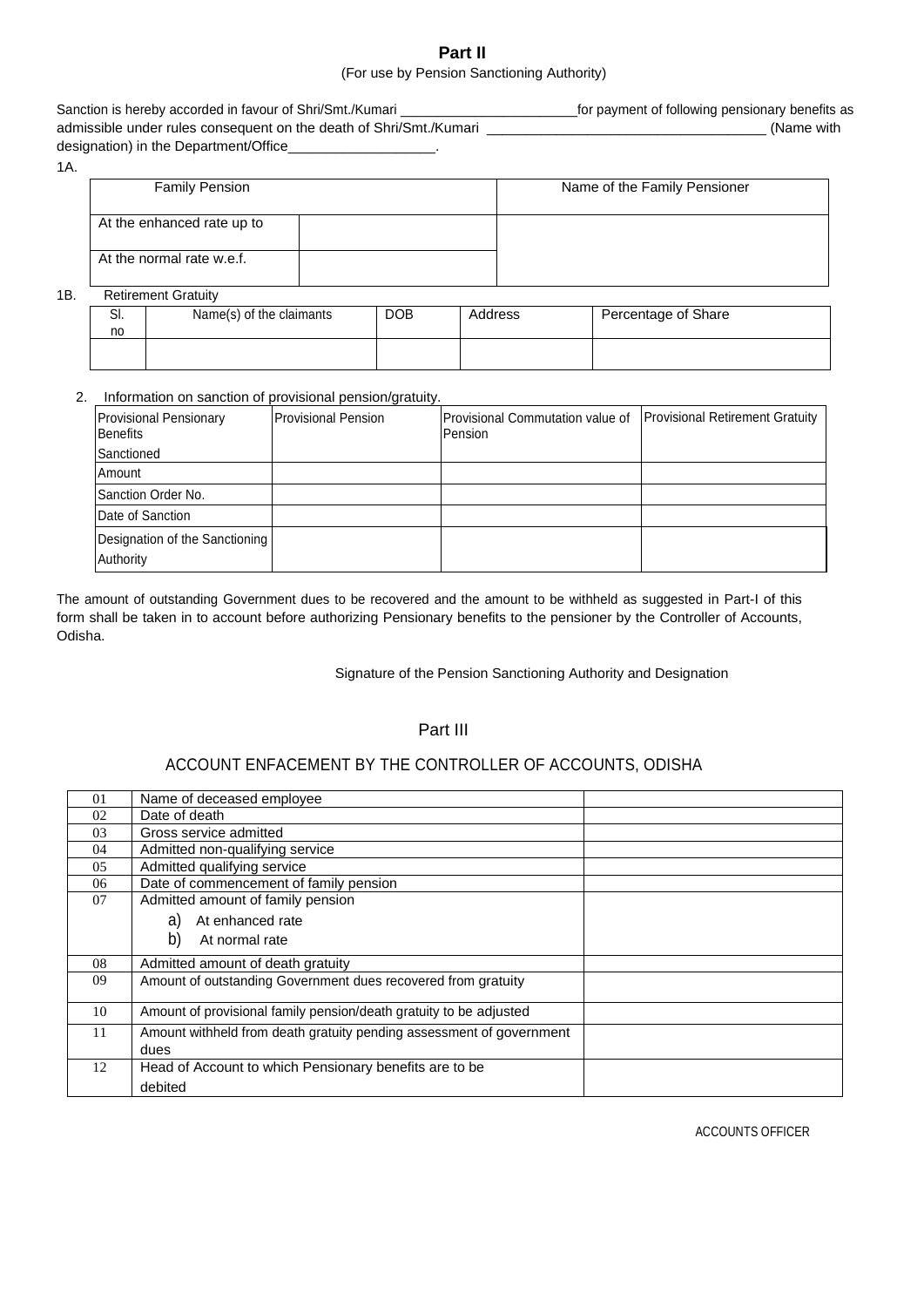## Part II

(For use by Pension Sanctioning Authority)

Sanction is hereby accorded in favour of Shri/Smt./Kumari _______________________for payment of following pensionary benefits as admissible under rules consequent on the death of Shri/Smt./Kumari ___________________________________ (Name with designation) in the Department/Office___________________.

1A.

| Family Pension | | Name of the Family Pensioner |
|---|---|---|
| At the enhanced rate up to | | |
| At the normal rate w.e.f. | | |

1B. Retirement Gratuity

| Sl. no | Name(s) of the claimants | DOB | Address | Percentage of Share |
|---|---|---|---|---|
| | | | | |

2. Information on sanction of provisional pension/gratuity.

| Provisional Pensionary Benefits Sanctioned | Provisional Pension | Provisional Commutation value of Pension | Provisional Retirement Gratuity |
|---|---|---|---|
| Amount | | | |
| Sanction Order No. | | | |
| Date of Sanction | | | |
| Designation of the Sanctioning Authority | | | |

The amount of outstanding Government dues to be recovered and the amount to be withheld as suggested in Part-I of this form shall be taken in to account before authorizing Pensionary benefits to the pensioner by the Controller of Accounts, Odisha.

Signature of the Pension Sanctioning Authority and Designation

## Part III

### ACCOUNT ENFACEMENT BY THE CONTROLLER OF ACCOUNTS, ODISHA

| | | |
|---|---|---|
| 01 | Name of deceased employee | |
| 02 | Date of death | |
| 03 | Gross service admitted | |
| 04 | Admitted non-qualifying service | |
| 05 | Admitted qualifying service | |
| 06 | Date of commencement of family pension | |
| 07 | Admitted amount of family pension<br>a) At enhanced rate<br>b) At normal rate | |
| 08 | Admitted amount of death gratuity | |
| 09 | Amount of outstanding Government dues recovered from gratuity | |
| 10 | Amount of provisional family pension/death gratuity to be adjusted | |
| 11 | Amount withheld from death gratuity pending assessment of government dues | |
| 12 | Head of Account to which Pensionary benefits are to be debited | |

ACCOUNTS OFFICER